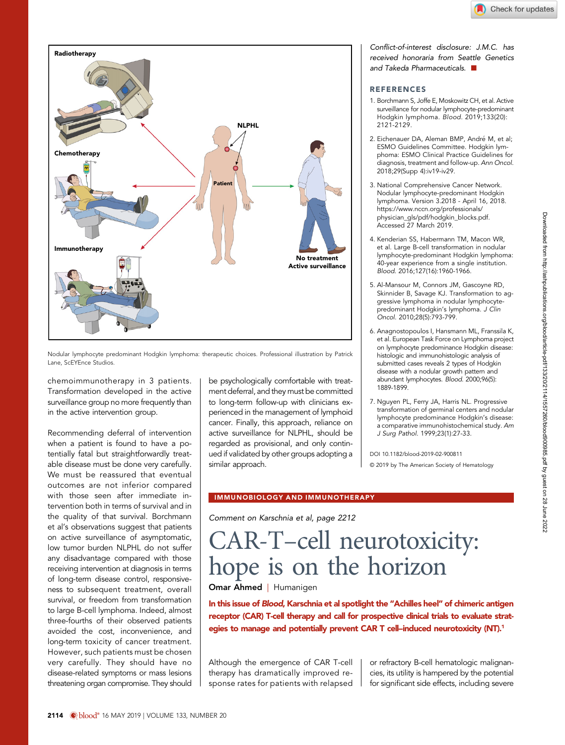Nodular lymphocyte predominant Hodgkin lymphoma: therapeutic choices. Professional illustration by Patrick Lane, ScEYEnce Studios.

chemoimmunotherapy in 3 patients. Transformation developed in the active surveillance group no more frequently than in the active intervention group.

Recommending deferral of intervention when a patient is found to have a potentially fatal but straightforwardly treatable disease must be done very carefully. We must be reassured that eventual outcomes are not inferior compared with those seen after immediate intervention both in terms of survival and in the quality of that survival. Borchmann et al's observations suggest that patients on active surveillance of asymptomatic, low tumor burden NLPHL do not suffer any disadvantage compared with those receiving intervention at diagnosis in terms of long-term disease control, responsiveness to subsequent treatment, overall survival, or freedom from transformation to large B-cell lymphoma. Indeed, almost three-fourths of their observed patients avoided the cost, inconvenience, and long-term toxicity of cancer treatment. However, such patients must be chosen very carefully. They should have no disease-related symptoms or mass lesions threatening organ compromise. They should be psychologically comfortable with treatment deferral, and they must be committed to long-term follow-up with clinicians experienced in the management of lymphoid cancer. Finally, this approach, reliance on active surveillance for NLPHL, should be regarded as provisional, and only continued if validated by other groups adopting a similar approach.

*Conflict-of-interest disclosure: J.M.C. has received honoraria from Seattle Genetics and Takeda Pharmaceuticals.*

## REFERENCES

1. Borchmann S, Joffe E, Moskowitz CH, et al. Active surveillance for nodular lymphocyte-predominant Hodgkin lymphoma. *Blood.* 2019;133(20): 2121-2129.
2. Eichenauer DA, Aleman BMP, André M, et al; ESMO Guidelines Committee. Hodgkin lymphoma: ESMO Clinical Practice Guidelines for diagnosis, treatment and follow-up. *Ann Oncol.* 2018;29(Supp 4):iv19-iv29.
3. National Comprehensive Cancer Network. Nodular lymphocyte-predominant Hodgkin lymphoma. Version 3.2018 - April 16, 2018. https://www.nccn.org/professionals/physician_gls/pdf/hodgkin_blocks.pdf. Accessed 27 March 2019.
4. Kenderian SS, Habermann TM, Macon WR, et al. Large B-cell transformation in nodular lymphocyte-predominant Hodgkin lymphoma: 40-year experience from a single institution. *Blood.* 2016;127(16):1960-1966.
5. Al-Mansour M, Connors JM, Gascoyne RD, Skinnider B, Savage KJ. Transformation to aggressive lymphoma in nodular lymphocyte-predominant Hodgkin's lymphoma. *J Clin Oncol.* 2010;28(5):793-799.
6. Anagnostopoulos I, Hansmann ML, Franssila K, et al. European Task Force on Lymphoma project on lymphocyte predominance Hodgkin disease: histologic and immunohistologic analysis of submitted cases reveals 2 types of Hodgkin disease with a nodular growth pattern and abundant lymphocytes. *Blood.* 2000;96(5): 1889-1899.
7. Nguyen PL, Ferry JA, Harris NL. Progressive transformation of germinal centers and nodular lymphocyte predominance Hodgkin's disease: a comparative immunohistochemical study. *Am J Surg Pathol.* 1999;23(1):27-33.

DOI 10.1182/blood-2019-02-900811

© 2019 by The American Society of Hematology

**IMMUNOBIOLOGY AND IMMUNOTHERAPY**

*Comment on Karschnia et al, page 2212*

# CAR-T–cell neurotoxicity: hope is on the horizon

**Omar Ahmed** | Humanigen

**In this issue of *Blood*, Karschnia et al spotlight the "Achilles heel" of chimeric antigen receptor (CAR) T-cell therapy and call for prospective clinical trials to evaluate strategies to manage and potentially prevent CAR T cell–induced neurotoxicity (NT).[1]**

Although the emergence of CAR T-cell therapy has dramatically improved response rates for patients with relapsed or refractory B-cell hematologic malignancies, its utility is hampered by the potential for significant side effects, including severe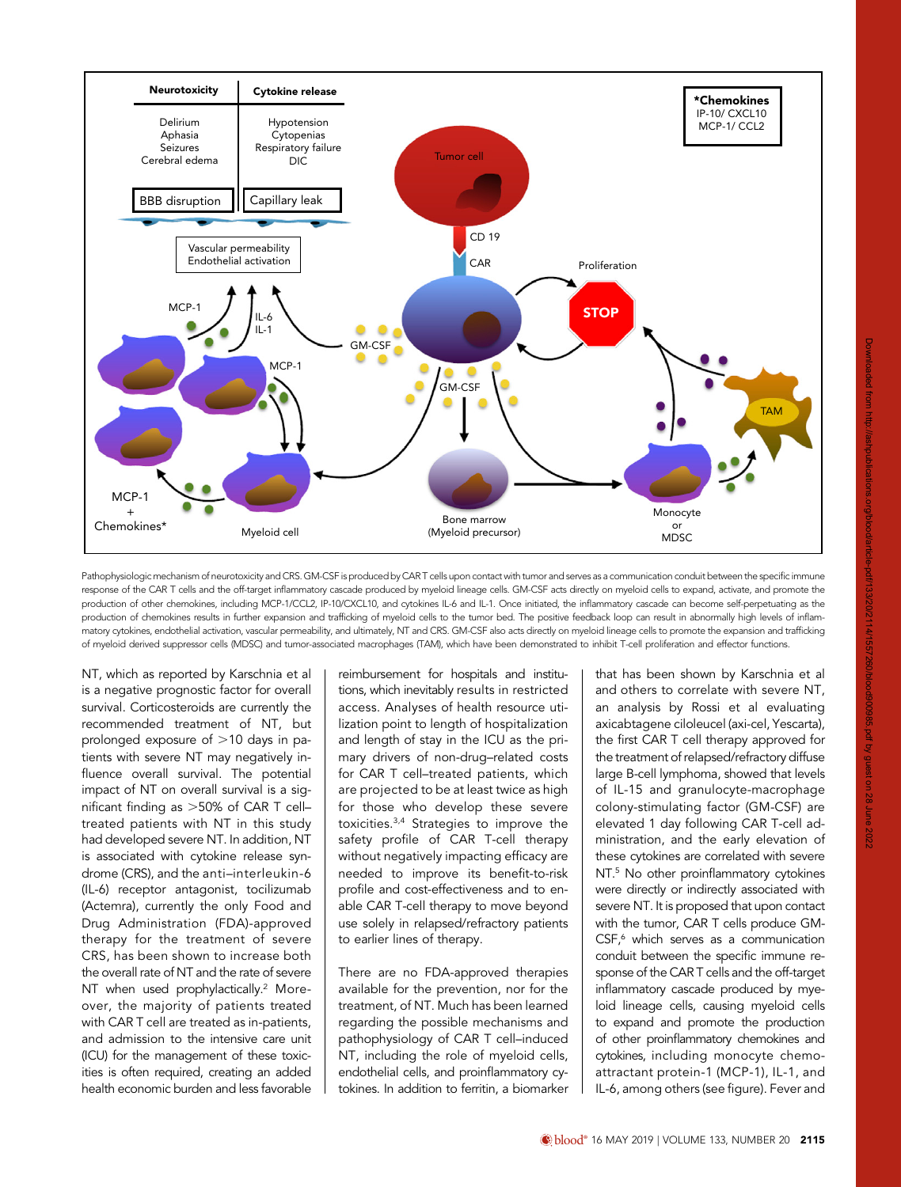Pathophysiologic mechanism of neurotoxicity and CRS. GM-CSF is produced by CAR T cells upon contact with tumor and serves as a communication conduit between the specific immune response of the CAR T cells and the off-target inflammatory cascade produced by myeloid lineage cells. GM-CSF acts directly on myeloid cells to expand, activate, and promote the production of other chemokines, including MCP-1/CCL2, IP-10/CXCL10, and cytokines IL-6 and IL-1. Once initiated, the inflammatory cascade can become self-perpetuating as the production of chemokines results in further expansion and trafficking of myeloid cells to the tumor bed. The positive feedback loop can result in abnormally high levels of inflammatory cytokines, endothelial activation, vascular permeability, and ultimately, NT and CRS. GM-CSF also acts directly on myeloid lineage cells to promote the expansion and trafficking of myeloid derived suppressor cells (MDSC) and tumor-associated macrophages (TAM), which have been demonstrated to inhibit T-cell proliferation and effector functions.

NT, which as reported by Karschnia et al is a negative prognostic factor for overall survival. Corticosteroids are currently the recommended treatment of NT, but prolonged exposure of >10 days in patients with severe NT may negatively influence overall survival. The potential impact of NT on overall survival is a significant finding as >50% of CAR T cell–treated patients with NT in this study had developed severe NT. In addition, NT is associated with cytokine release syndrome (CRS), and the anti–interleukin-6 (IL-6) receptor antagonist, tocilizumab (Actemra), currently the only Food and Drug Administration (FDA)-approved therapy for the treatment of severe CRS, has been shown to increase both the overall rate of NT and the rate of severe NT when used prophylactically.[2] Moreover, the majority of patients treated with CAR T cell are treated as in-patients, and admission to the intensive care unit (ICU) for the management of these toxicities is often required, creating an added health economic burden and less favorable reimbursement for hospitals and institutions, which inevitably results in restricted access. Analyses of health resource utilization point to length of hospitalization and length of stay in the ICU as the primary drivers of non-drug–related costs for CAR T cell–treated patients, which are projected to be at least twice as high for those who develop these severe toxicities.[3,4] Strategies to improve the safety profile of CAR T-cell therapy without negatively impacting efficacy are needed to improve its benefit-to-risk ratio and cost-effectiveness and to enable CAR T-cell therapy to move beyond use solely in relapsed/refractory patients to earlier lines of therapy.

There are no FDA-approved therapies available for the prevention, nor for the treatment, of NT. Much has been learned regarding the possible mechanisms and pathophysiology of CAR T cell–induced NT, including the role of myeloid cells, endothelial cells, and proinflammatory cytokines. In addition to ferritin, a biomarker that has been shown by Karschnia et al and others to correlate with severe NT, an analysis by Rossi et al evaluating axicabtagene ciloleucel (axi-cel, Yescarta), the first CAR T cell therapy approved for the treatment of relapsed/refractory diffuse large B-cell lymphoma, showed that levels of IL-15 and granulocyte-macrophage colony-stimulating factor (GM-CSF) are elevated 1 day following CAR T-cell administration, and the early elevation of these cytokines are correlated with severe NT.[5] No other proinflammatory cytokines were directly or indirectly associated with severe NT. It is proposed that upon contact with the tumor, CAR T cells produce GM-CSF,[6] which serves as a communication conduit between the specific immune response of the CAR T cells and the off-target inflammatory cascade produced by myeloid lineage cells, causing myeloid cells to expand and promote the production of other proinflammatory chemokines and cytokines, including monocyte chemoattractant protein-1 (MCP-1), IL-1, and IL-6, among others (see figure). Fever and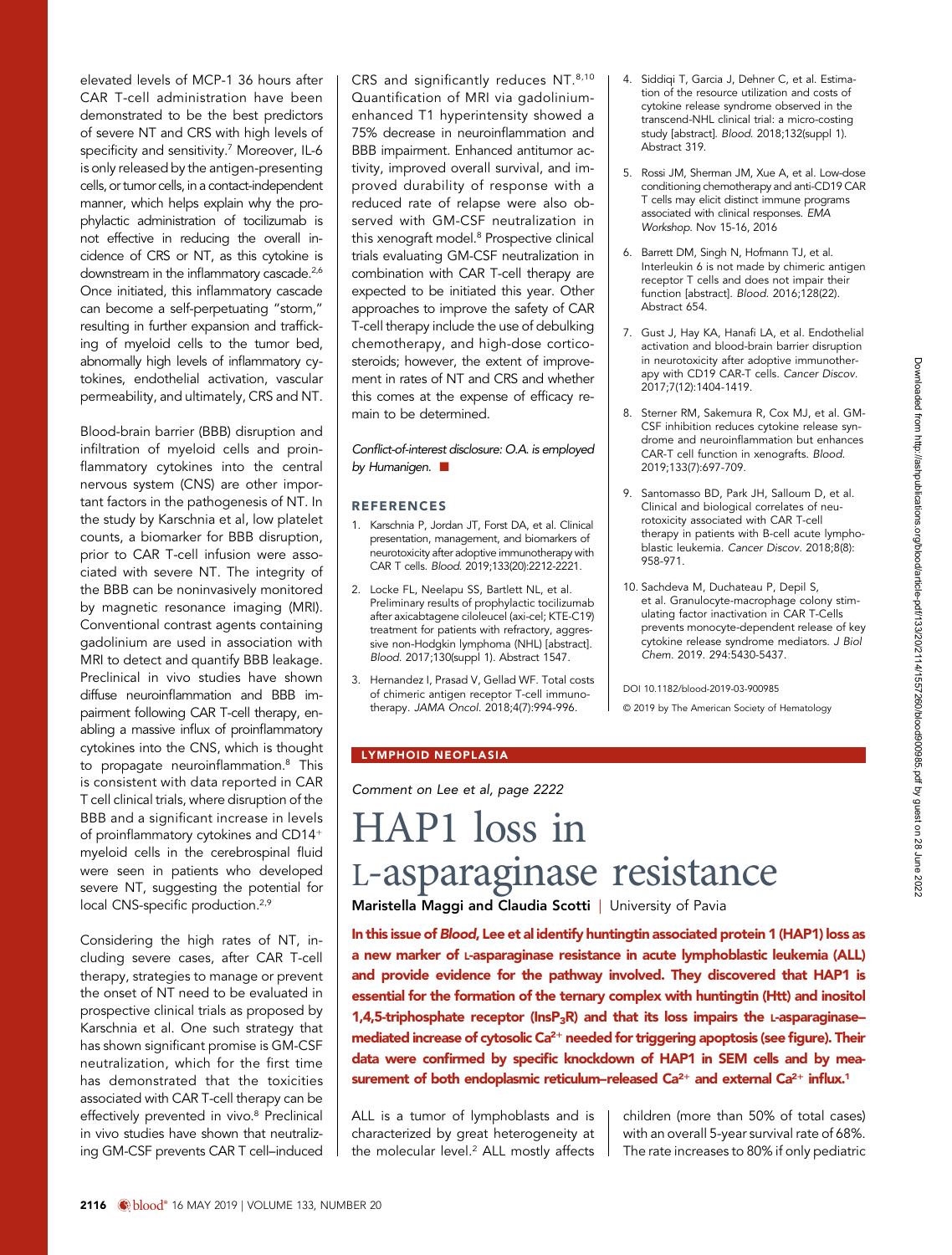elevated levels of MCP-1 36 hours after CAR T-cell administration have been demonstrated to be the best predictors of severe NT and CRS with high levels of specificity and sensitivity.[7] Moreover, IL-6 is only released by the antigen-presenting cells, or tumor cells, in a contact-independent manner, which helps explain why the prophylactic administration of tocilizumab is not effective in reducing the overall incidence of CRS or NT, as this cytokine is downstream in the inflammatory cascade.[2,6] Once initiated, this inflammatory cascade can become a self-perpetuating "storm," resulting in further expansion and trafficking of myeloid cells to the tumor bed, abnormally high levels of inflammatory cytokines, endothelial activation, vascular permeability, and ultimately, CRS and NT.

Blood-brain barrier (BBB) disruption and infiltration of myeloid cells and proinflammatory cytokines into the central nervous system (CNS) are other important factors in the pathogenesis of NT. In the study by Karschnia et al, low platelet counts, a biomarker for BBB disruption, prior to CAR T-cell infusion were associated with severe NT. The integrity of the BBB can be noninvasively monitored by magnetic resonance imaging (MRI). Conventional contrast agents containing gadolinium are used in association with MRI to detect and quantify BBB leakage. Preclinical in vivo studies have shown diffuse neuroinflammation and BBB impairment following CAR T-cell therapy, enabling a massive influx of proinflammatory cytokines into the CNS, which is thought to propagate neuroinflammation.[8] This is consistent with data reported in CAR T cell clinical trials, where disruption of the BBB and a significant increase in levels of proinflammatory cytokines and $CD14^+$ myeloid cells in the cerebrospinal fluid were seen in patients who developed severe NT, suggesting the potential for local CNS-specific production.[2,9]

Considering the high rates of NT, including severe cases, after CAR T-cell therapy, strategies to manage or prevent the onset of NT need to be evaluated in prospective clinical trials as proposed by Karschnia et al. One such strategy that has shown significant promise is GM-CSF neutralization, which for the first time has demonstrated that the toxicities associated with CAR T-cell therapy can be effectively prevented in vivo.[8] Preclinical in vivo studies have shown that neutralizing GM-CSF prevents CAR T cell–induced CRS and significantly reduces NT.[8,10] Quantification of MRI via gadolinium-enhanced T1 hyperintensity showed a 75% decrease in neuroinflammation and BBB impairment. Enhanced antitumor activity, improved overall survival, and improved durability of response with a reduced rate of relapse were also observed with GM-CSF neutralization in this xenograft model.[8] Prospective clinical trials evaluating GM-CSF neutralization in combination with CAR T-cell therapy are expected to be initiated this year. Other approaches to improve the safety of CAR T-cell therapy include the use of debulking chemotherapy, and high-dose corticosteroids; however, the extent of improvement in rates of NT and CRS and whether this comes at the expense of efficacy remain to be determined.

*Conflict-of-interest disclosure: O.A. is employed by Humanigen.*

## REFERENCES

1. Karschnia P, Jordan JT, Forst DA, et al. Clinical presentation, management, and biomarkers of neurotoxicity after adoptive immunotherapy with CAR T cells. *Blood*. 2019;133(20):2212-2221.
2. Locke FL, Neelapu SS, Bartlett NL, et al. Preliminary results of prophylactic tocilizumab after axicabtagene ciloleucel (axi-cel; KTE-C19) treatment for patients with refractory, aggressive non-Hodgkin lymphoma (NHL) [abstract]. *Blood*. 2017;130(suppl 1). Abstract 1547.
3. Hernandez I, Prasad V, Gellad WF. Total costs of chimeric antigen receptor T-cell immunotherapy. *JAMA Oncol*. 2018;4(7):994-996.
4. Siddiqi T, Garcia J, Dehner C, et al. Estimation of the resource utilization and costs of cytokine release syndrome observed in the transcend-NHL clinical trial: a micro-costing study [abstract]. *Blood*. 2018;132(suppl 1). Abstract 319.
5. Rossi JM, Sherman JM, Xue A, et al. Low-dose conditioning chemotherapy and anti-CD19 CAR T cells may elicit distinct immune programs associated with clinical responses. *EMA Workshop*. Nov 15-16, 2016
6. Barrett DM, Singh N, Hofmann TJ, et al. Interleukin 6 is not made by chimeric antigen receptor T cells and does not impair their function [abstract]. *Blood*. 2016;128(22). Abstract 654.
7. Gust J, Hay KA, Hanafi LA, et al. Endothelial activation and blood-brain barrier disruption in neurotoxicity after adoptive immunotherapy with CD19 CAR-T cells. *Cancer Discov*. 2017;7(12):1404-1419.
8. Sterner RM, Sakemura R, Cox MJ, et al. GM-CSF inhibition reduces cytokine release syndrome and neuroinflammation but enhances CAR-T cell function in xenografts. *Blood*. 2019;133(7):697-709.
9. Santomasso BD, Park JH, Salloum D, et al. Clinical and biological correlates of neurotoxicity associated with CAR T-cell therapy in patients with B-cell acute lymphoblastic leukemia. *Cancer Discov*. 2018;8(8):958-971.
10. Sachdeva M, Duchateau P, Depil S, et al. Granulocyte-macrophage colony stimulating factor inactivation in CAR T-Cells prevents monocyte-dependent release of key cytokine release syndrome mediators. *J Biol Chem*. 2019. 294:5430-5437.

DOI 10.1182/blood-2019-03-900985

© 2019 by The American Society of Hematology

LYMPHOID NEOPLASIA

*Comment on Lee et al, page 2222*

# HAP1 loss in L-asparaginase resistance

**Maristella Maggi and Claudia Scotti** | University of Pavia

**In this issue of *Blood*, Lee et al identify huntingtin associated protein 1 (HAP1) loss as a new marker of L-asparaginase resistance in acute lymphoblastic leukemia (ALL) and provide evidence for the pathway involved. They discovered that HAP1 is essential for the formation of the ternary complex with huntingtin (Htt) and inositol 1,4,5-triphosphate receptor ($InsP_3R$) and that its loss impairs the L-asparaginase–mediated increase of cytosolic $Ca^{2+}$ needed for triggering apoptosis (see figure). Their data were confirmed by specific knockdown of HAP1 in SEM cells and by measurement of both endoplasmic reticulum–released $Ca^{2+}$ and external $Ca^{2+}$ influx.[1]**

ALL is a tumor of lymphoblasts and is characterized by great heterogeneity at the molecular level.[2] ALL mostly affects children (more than 50% of total cases) with an overall 5-year survival rate of 68%. The rate increases to 80% if only pediatric